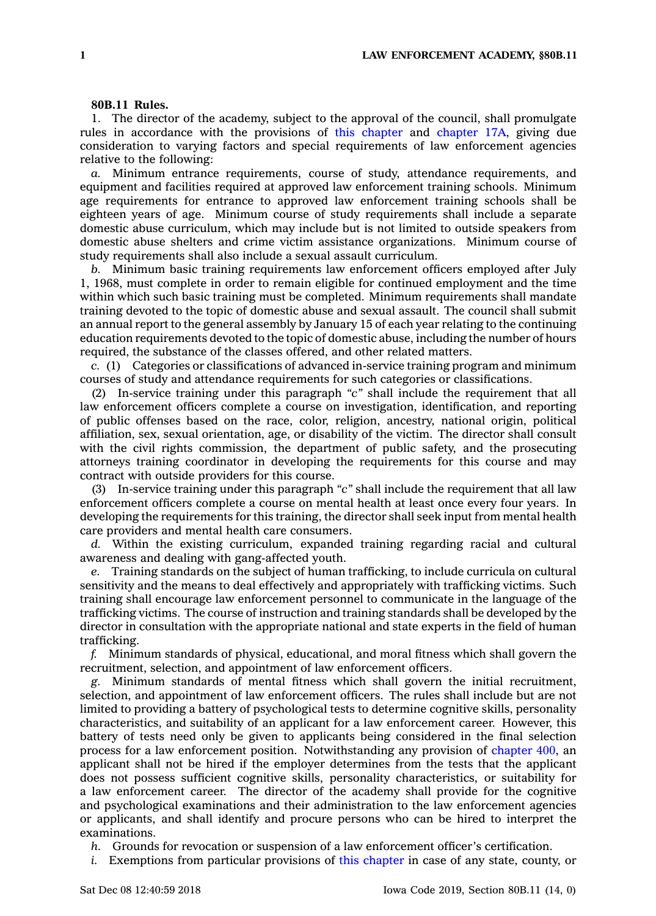**80B.11 Rules.**

1. The director of the academy, subject to the approval of the council, shall promulgate rules in accordance with the provisions of this chapter and chapter 17A, giving due consideration to varying factors and special requirements of law enforcement agencies relative to the following:

*a.* Minimum entrance requirements, course of study, attendance requirements, and equipment and facilities required at approved law enforcement training schools. Minimum age requirements for entrance to approved law enforcement training schools shall be eighteen years of age. Minimum course of study requirements shall include a separate domestic abuse curriculum, which may include but is not limited to outside speakers from domestic abuse shelters and crime victim assistance organizations. Minimum course of study requirements shall also include a sexual assault curriculum.

*b.* Minimum basic training requirements law enforcement officers employed after July 1, 1968, must complete in order to remain eligible for continued employment and the time within which such basic training must be completed. Minimum requirements shall mandate training devoted to the topic of domestic abuse and sexual assault. The council shall submit an annual report to the general assembly by January 15 of each year relating to the continuing education requirements devoted to the topic of domestic abuse, including the number of hours required, the substance of the classes offered, and other related matters.

*c.* (1) Categories or classifications of advanced in-service training program and minimum courses of study and attendance requirements for such categories or classifications.

(2) In-service training under this paragraph "*c*" shall include the requirement that all law enforcement officers complete a course on investigation, identification, and reporting of public offenses based on the race, color, religion, ancestry, national origin, political affiliation, sex, sexual orientation, age, or disability of the victim. The director shall consult with the civil rights commission, the department of public safety, and the prosecuting attorneys training coordinator in developing the requirements for this course and may contract with outside providers for this course.

(3) In-service training under this paragraph "*c*" shall include the requirement that all law enforcement officers complete a course on mental health at least once every four years. In developing the requirements for this training, the director shall seek input from mental health care providers and mental health care consumers.

*d.* Within the existing curriculum, expanded training regarding racial and cultural awareness and dealing with gang-affected youth.

*e.* Training standards on the subject of human trafficking, to include curricula on cultural sensitivity and the means to deal effectively and appropriately with trafficking victims. Such training shall encourage law enforcement personnel to communicate in the language of the trafficking victims. The course of instruction and training standards shall be developed by the director in consultation with the appropriate national and state experts in the field of human trafficking.

*f.* Minimum standards of physical, educational, and moral fitness which shall govern the recruitment, selection, and appointment of law enforcement officers.

*g.* Minimum standards of mental fitness which shall govern the initial recruitment, selection, and appointment of law enforcement officers. The rules shall include but are not limited to providing a battery of psychological tests to determine cognitive skills, personality characteristics, and suitability of an applicant for a law enforcement career. However, this battery of tests need only be given to applicants being considered in the final selection process for a law enforcement position. Notwithstanding any provision of chapter 400, an applicant shall not be hired if the employer determines from the tests that the applicant does not possess sufficient cognitive skills, personality characteristics, or suitability for a law enforcement career. The director of the academy shall provide for the cognitive and psychological examinations and their administration to the law enforcement agencies or applicants, and shall identify and procure persons who can be hired to interpret the examinations.

*h.* Grounds for revocation or suspension of a law enforcement officer's certification.

*i.* Exemptions from particular provisions of this chapter in case of any state, county, or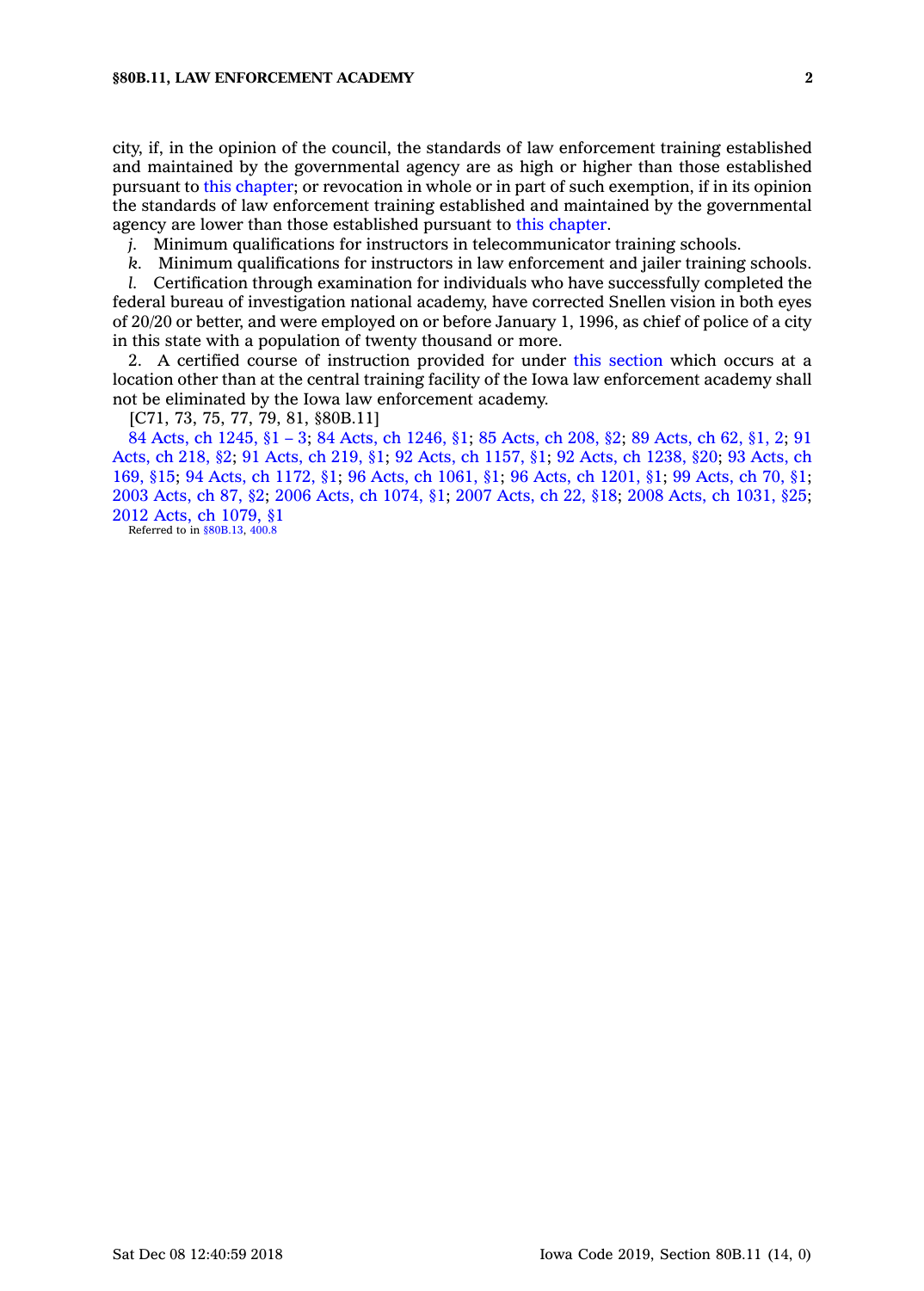city, if, in the opinion of the council, the standards of law enforcement training established and maintained by the governmental agency are as high or higher than those established pursuant to this chapter; or revocation in whole or in part of such exemption, if in its opinion the standards of law enforcement training established and maintained by the governmental agency are lower than those established pursuant to this chapter.

*j.* Minimum qualifications for instructors in telecommunicator training schools.

*k.* Minimum qualifications for instructors in law enforcement and jailer training schools.

*l.* Certification through examination for individuals who have successfully completed the federal bureau of investigation national academy, have corrected Snellen vision in both eyes of 20/20 or better, and were employed on or before January 1, 1996, as chief of police of a city in this state with a population of twenty thousand or more.

2. A certified course of instruction provided for under this section which occurs at a location other than at the central training facility of the Iowa law enforcement academy shall not be eliminated by the Iowa law enforcement academy.

[C71, 73, 75, 77, 79, 81, §80B.11]

84 Acts, ch 1245, §1 – 3; 84 Acts, ch 1246, §1; 85 Acts, ch 208, §2; 89 Acts, ch 62, §1, 2; 91 Acts, ch 218, §2; 91 Acts, ch 219, §1; 92 Acts, ch 1157, §1; 92 Acts, ch 1238, §20; 93 Acts, ch 169, §15; 94 Acts, ch 1172, §1; 96 Acts, ch 1061, §1; 96 Acts, ch 1201, §1; 99 Acts, ch 70, §1; 2003 Acts, ch 87, §2; 2006 Acts, ch 1074, §1; 2007 Acts, ch 22, §18; 2008 Acts, ch 1031, §25; 2012 Acts, ch 1079, §1

Referred to in §80B.13, 400.8